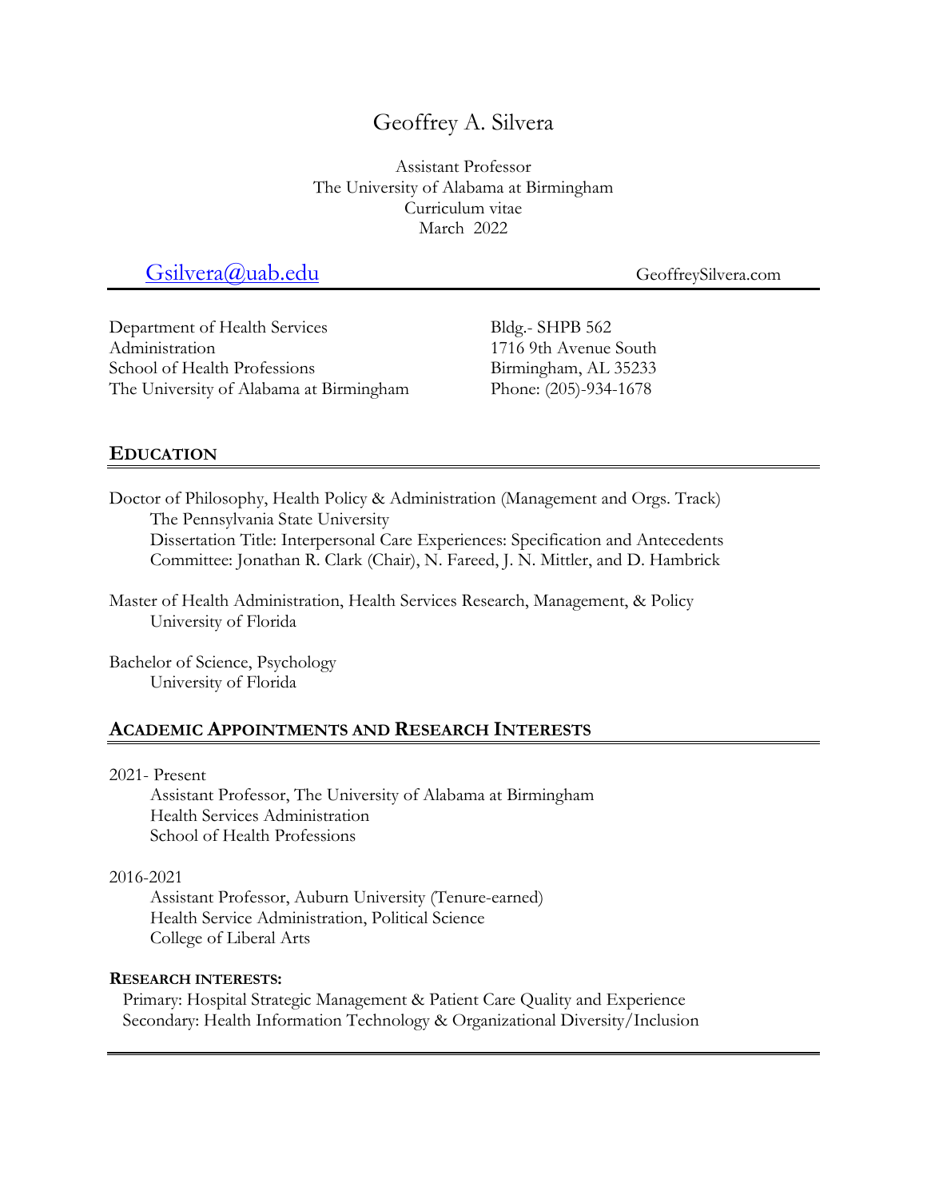# Geoffrey A. Silvera

Assistant Professor
The University of Alabama at Birmingham
Curriculum vitae
March 2022

Gsilvera@uab.edu GeoffreySilvera.com

Department of Health Services Administration
School of Health Professions
The University of Alabama at Birmingham

Bldg.- SHPB 562
1716 9th Avenue South
Birmingham, AL 35233
Phone: (205)-934-1678

## EDUCATION

Doctor of Philosophy, Health Policy & Administration (Management and Orgs. Track)
The Pennsylvania State University
Dissertation Title: Interpersonal Care Experiences: Specification and Antecedents
Committee: Jonathan R. Clark (Chair), N. Fareed, J. N. Mittler, and D. Hambrick

Master of Health Administration, Health Services Research, Management, & Policy
University of Florida

Bachelor of Science, Psychology
University of Florida

## ACADEMIC APPOINTMENTS AND RESEARCH INTERESTS

2021- Present
Assistant Professor, The University of Alabama at Birmingham
Health Services Administration
School of Health Professions

2016-2021
Assistant Professor, Auburn University (Tenure-earned)
Health Service Administration, Political Science
College of Liberal Arts

### RESEARCH INTERESTS:

Primary: Hospital Strategic Management & Patient Care Quality and Experience
Secondary: Health Information Technology & Organizational Diversity/Inclusion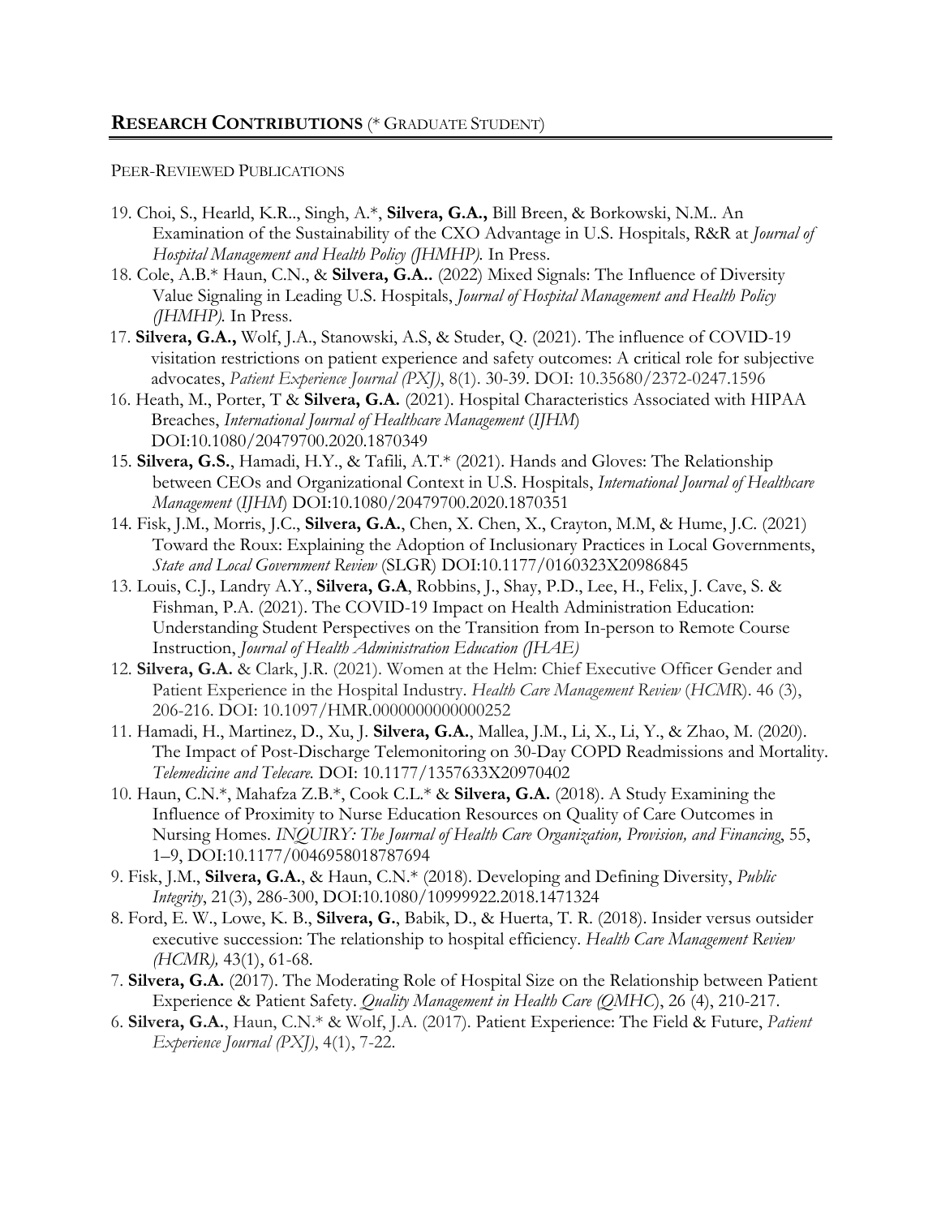## **RESEARCH CONTRIBUTIONS** (* GRADUATE STUDENT)

PEER-REVIEWED PUBLICATIONS

19. Choi, S., Hearld, K.R.., Singh, A.*, **Silvera, G.A.,** Bill Breen, & Borkowski, N.M.. An Examination of the Sustainability of the CXO Advantage in U.S. Hospitals, R&R at *Journal of Hospital Management and Health Policy (JHMHP).* In Press.
18. Cole, A.B.* Haun, C.N., & **Silvera, G.A..** (2022) Mixed Signals: The Influence of Diversity Value Signaling in Leading U.S. Hospitals, *Journal of Hospital Management and Health Policy (JHMHP).* In Press.
17. **Silvera, G.A.,** Wolf, J.A., Stanowski, A.S, & Studer, Q. (2021). The influence of COVID-19 visitation restrictions on patient experience and safety outcomes: A critical role for subjective advocates, *Patient Experience Journal (PXJ)*, 8(1). 30-39. DOI: 10.35680/2372-0247.1596
16. Heath, M., Porter, T & **Silvera, G.A.** (2021). Hospital Characteristics Associated with HIPAA Breaches, *International Journal of Healthcare Management* (*IJHM*) DOI:10.1080/20479700.2020.1870349
15. **Silvera, G.S.**, Hamadi, H.Y., & Tafili, A.T.* (2021). Hands and Gloves: The Relationship between CEOs and Organizational Context in U.S. Hospitals, *International Journal of Healthcare Management* (*IJHM*) DOI:10.1080/20479700.2020.1870351
14. Fisk, J.M., Morris, J.C., **Silvera, G.A.**, Chen, X. Chen, X., Crayton, M.M, & Hume, J.C. (2021) Toward the Roux: Explaining the Adoption of Inclusionary Practices in Local Governments, *State and Local Government Review* (SLGR) DOI:10.1177/0160323X20986845
13. Louis, C.J., Landry A.Y., **Silvera, G.A**, Robbins, J., Shay, P.D., Lee, H., Felix, J. Cave, S. & Fishman, P.A. (2021). The COVID-19 Impact on Health Administration Education: Understanding Student Perspectives on the Transition from In-person to Remote Course Instruction, *Journal of Health Administration Education (JHAE)*
12. **Silvera, G.A.** & Clark, J.R. (2021). Women at the Helm: Chief Executive Officer Gender and Patient Experience in the Hospital Industry. *Health Care Management Review* (*HCMR*). 46 (3), 206-216. DOI: 10.1097/HMR.0000000000000252
11. Hamadi, H., Martinez, D., Xu, J. **Silvera, G.A.**, Mallea, J.M., Li, X., Li, Y., & Zhao, M. (2020). The Impact of Post-Discharge Telemonitoring on 30-Day COPD Readmissions and Mortality. *Telemedicine and Telecare.* DOI: 10.1177/1357633X20970402
10. Haun, C.N.*, Mahafza Z.B.*, Cook C.L.* & **Silvera, G.A.** (2018). A Study Examining the Influence of Proximity to Nurse Education Resources on Quality of Care Outcomes in Nursing Homes. *INQUIRY: The Journal of Health Care Organization, Provision, and Financing*, 55, 1–9, DOI:10.1177/0046958018787694
9. Fisk, J.M., **Silvera, G.A.**, & Haun, C.N.* (2018). Developing and Defining Diversity, *Public Integrity*, 21(3), 286-300, DOI:10.1080/10999922.2018.1471324
8. Ford, E. W., Lowe, K. B., **Silvera, G.**, Babik, D., & Huerta, T. R. (2018). Insider versus outsider executive succession: The relationship to hospital efficiency. *Health Care Management Review (HCMR),* 43(1), 61-68.
7. **Silvera, G.A.** (2017). The Moderating Role of Hospital Size on the Relationship between Patient Experience & Patient Safety. *Quality Management in Health Care (QMHC*), 26 (4), 210-217.
6. **Silvera, G.A.**, Haun, C.N.* & Wolf, J.A. (2017). Patient Experience: The Field & Future, *Patient Experience Journal (PXJ)*, 4(1), 7-22.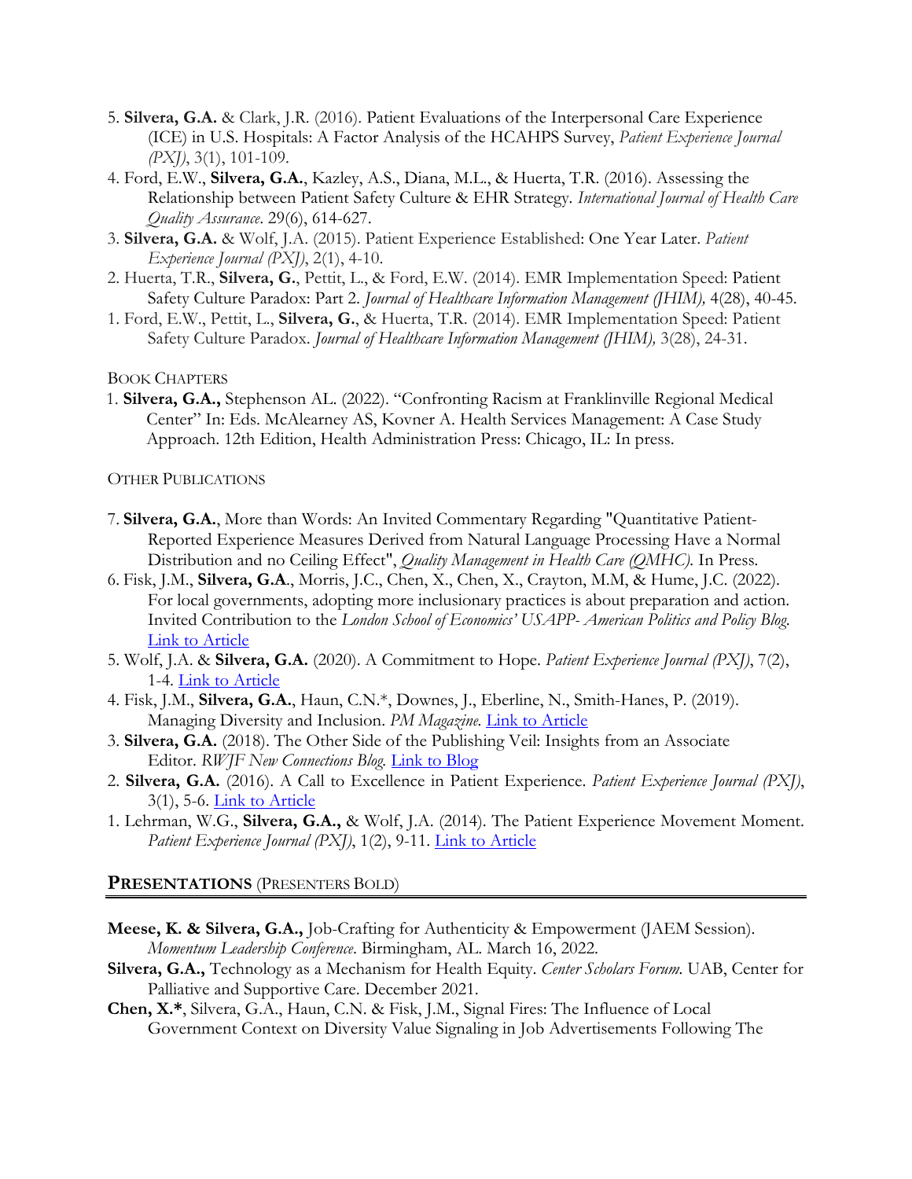5. **Silvera, G.A.** & Clark, J.R. (2016). Patient Evaluations of the Interpersonal Care Experience (ICE) in U.S. Hospitals: A Factor Analysis of the HCAHPS Survey, *Patient Experience Journal (PXJ)*, 3(1), 101-109.
4. Ford, E.W., **Silvera, G.A.**, Kazley, A.S., Diana, M.L., & Huerta, T.R. (2016). Assessing the Relationship between Patient Safety Culture & EHR Strategy. *International Journal of Health Care Quality Assurance*. 29(6), 614-627.
3. **Silvera, G.A.** & Wolf, J.A. (2015). Patient Experience Established: One Year Later. *Patient Experience Journal (PXJ)*, 2(1), 4-10.
2. Huerta, T.R., **Silvera, G.**, Pettit, L., & Ford, E.W. (2014). EMR Implementation Speed: Patient Safety Culture Paradox: Part 2. *Journal of Healthcare Information Management (JHIM),* 4(28), 40-45.
1. Ford, E.W., Pettit, L., **Silvera, G.**, & Huerta, T.R. (2014). EMR Implementation Speed: Patient Safety Culture Paradox. *Journal of Healthcare Information Management (JHIM),* 3(28), 24-31.

BOOK CHAPTERS

1. **Silvera, G.A.,** Stephenson AL. (2022). "Confronting Racism at Franklinville Regional Medical Center" In: Eds. McAlearney AS, Kovner A. Health Services Management: A Case Study Approach. 12th Edition, Health Administration Press: Chicago, IL: In press.

OTHER PUBLICATIONS

7. **Silvera, G.A.**, More than Words: An Invited Commentary Regarding "Quantitative Patient-Reported Experience Measures Derived from Natural Language Processing Have a Normal Distribution and no Ceiling Effect", *Quality Management in Health Care (QMHC).* In Press.
6. Fisk, J.M., **Silvera, G.A**., Morris, J.C., Chen, X., Chen, X., Crayton, M.M, & Hume, J.C. (2022). For local governments, adopting more inclusionary practices is about preparation and action. Invited Contribution to the *London School of Economics' USAPP- American Politics and Policy Blog.* Link to Article
5. Wolf, J.A. & **Silvera, G.A.** (2020). A Commitment to Hope. *Patient Experience Journal (PXJ)*, 7(2), 1-4. Link to Article
4. Fisk, J.M., **Silvera, G.A.**, Haun, C.N.*, Downes, J., Eberline, N., Smith-Hanes, P. (2019). Managing Diversity and Inclusion. *PM Magazine.* Link to Article
3. **Silvera, G.A.** (2018). The Other Side of the Publishing Veil: Insights from an Associate Editor. *RWJF New Connections Blog.* Link to Blog
2. **Silvera, G.A.** (2016). A Call to Excellence in Patient Experience. *Patient Experience Journal (PXJ)*, 3(1), 5-6. Link to Article
1. Lehrman, W.G., **Silvera, G.A.,** & Wolf, J.A. (2014). The Patient Experience Movement Moment. *Patient Experience Journal (PXJ)*, 1(2), 9-11. Link to Article

## PRESENTATIONS (PRESENTERS BOLD)

**Meese, K. & Silvera, G.A.,** Job-Crafting for Authenticity & Empowerment (JAEM Session). *Momentum Leadership Conference*. Birmingham, AL. March 16, 2022.

**Silvera, G.A.,** Technology as a Mechanism for Health Equity. *Center Scholars Forum.* UAB, Center for Palliative and Supportive Care. December 2021.

**Chen, X.***, Silvera, G.A., Haun, C.N. & Fisk, J.M., Signal Fires: The Influence of Local Government Context on Diversity Value Signaling in Job Advertisements Following The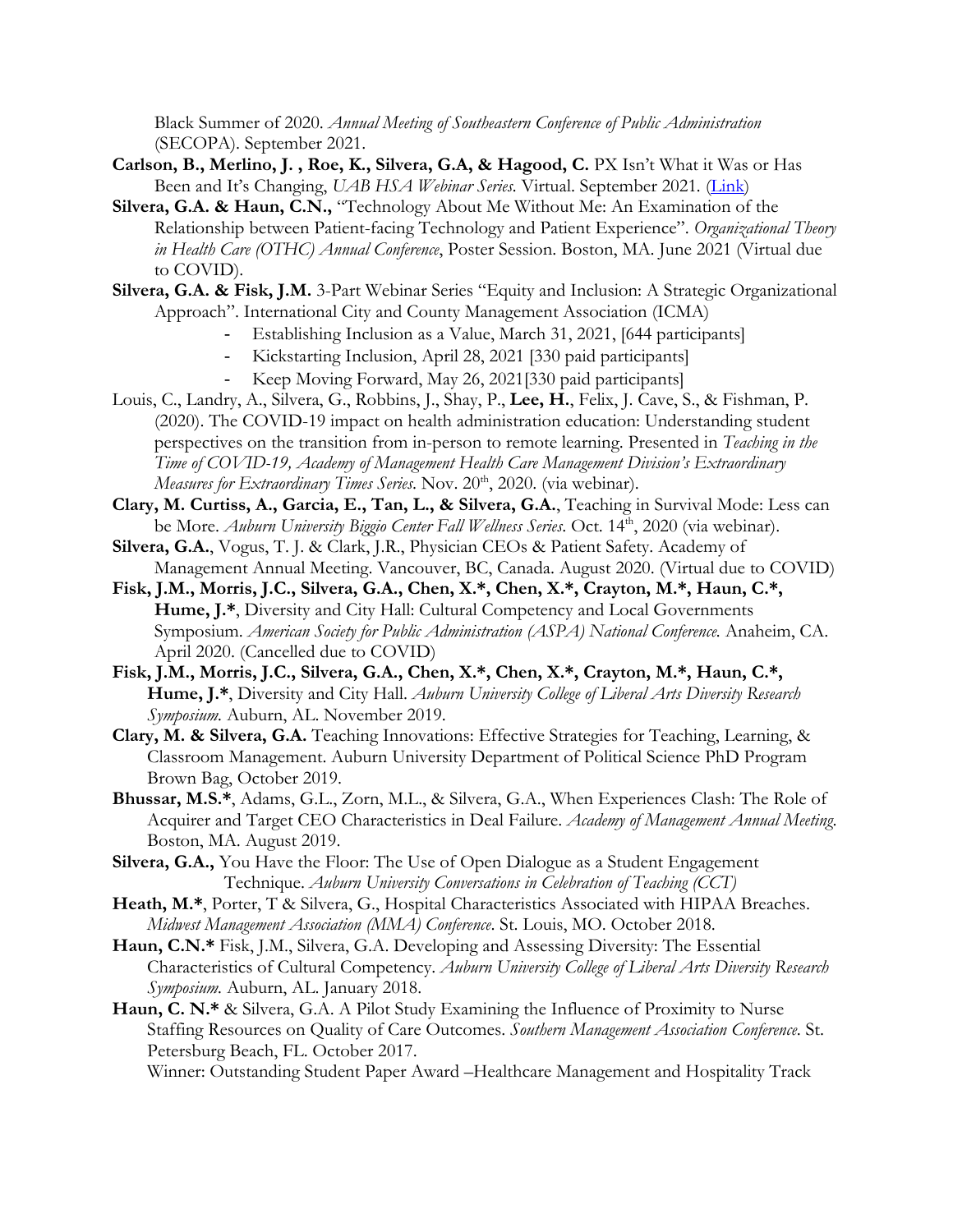Black Summer of 2020. *Annual Meeting of Southeastern Conference of Public Administration* (SECOPA). September 2021.

**Carlson, B., Merlino, J. , Roe, K., Silvera, G.A, & Hagood, C.** PX Isn't What it Was or Has Been and It's Changing, *UAB HSA Webinar Series.* Virtual. September 2021. ([Link](#))

**Silvera, G.A. & Haun, C.N.,** "Technology About Me Without Me: An Examination of the Relationship between Patient-facing Technology and Patient Experience". *Organizational Theory in Health Care (OTHC) Annual Conference*, Poster Session. Boston, MA. June 2021 (Virtual due to COVID).

**Silvera, G.A. & Fisk, J.M.** 3-Part Webinar Series "Equity and Inclusion: A Strategic Organizational Approach". International City and County Management Association (ICMA)

- Establishing Inclusion as a Value, March 31, 2021, [644 participants]
- Kickstarting Inclusion, April 28, 2021 [330 paid participants]
- Keep Moving Forward, May 26, 2021[330 paid participants]

Louis, C., Landry, A., Silvera, G., Robbins, J., Shay, P., **Lee, H.**, Felix, J. Cave, S., & Fishman, P. (2020). The COVID-19 impact on health administration education: Understanding student perspectives on the transition from in-person to remote learning. Presented in *Teaching in the Time of COVID-19, Academy of Management Health Care Management Division's Extraordinary Measures for Extraordinary Times Series*. Nov. 20th, 2020. (via webinar).

**Clary, M. Curtiss, A., Garcia, E., Tan, L., & Silvera, G.A.**, Teaching in Survival Mode: Less can be More. *Auburn University Biggio Center Fall Wellness Series*. Oct. 14th, 2020 (via webinar).

**Silvera, G.A.**, Vogus, T. J. & Clark, J.R., Physician CEOs & Patient Safety. Academy of Management Annual Meeting. Vancouver, BC, Canada. August 2020. (Virtual due to COVID)

**Fisk, J.M., Morris, J.C., Silvera, G.A., Chen, X.\*, Chen, X.\*, Crayton, M.\*, Haun, C.\*, Hume, J.\***, Diversity and City Hall: Cultural Competency and Local Governments Symposium. *American Society for Public Administration (ASPA) National Conference.* Anaheim, CA. April 2020. (Cancelled due to COVID)

**Fisk, J.M., Morris, J.C., Silvera, G.A., Chen, X.\*, Chen, X.\*, Crayton, M.\*, Haun, C.\*, Hume, J.\***, Diversity and City Hall. *Auburn University College of Liberal Arts Diversity Research Symposium.* Auburn, AL. November 2019.

**Clary, M. & Silvera, G.A.** Teaching Innovations: Effective Strategies for Teaching, Learning, & Classroom Management. Auburn University Department of Political Science PhD Program Brown Bag, October 2019.

**Bhussar, M.S.\***, Adams, G.L., Zorn, M.L., & Silvera, G.A., When Experiences Clash: The Role of Acquirer and Target CEO Characteristics in Deal Failure. *Academy of Management Annual Meeting*. Boston, MA. August 2019.

**Silvera, G.A.,** You Have the Floor: The Use of Open Dialogue as a Student Engagement Technique. *Auburn University Conversations in Celebration of Teaching (CCT)*

**Heath, M.\***, Porter, T & Silvera, G., Hospital Characteristics Associated with HIPAA Breaches. *Midwest Management Association (MMA) Conference*. St. Louis, MO. October 2018.

**Haun, C.N.\*** Fisk, J.M., Silvera, G.A. Developing and Assessing Diversity: The Essential Characteristics of Cultural Competency. *Auburn University College of Liberal Arts Diversity Research Symposium.* Auburn, AL. January 2018.

**Haun, C. N.\*** & Silvera, G.A. A Pilot Study Examining the Influence of Proximity to Nurse Staffing Resources on Quality of Care Outcomes. *Southern Management Association Conference.* St. Petersburg Beach, FL. October 2017.
Winner: Outstanding Student Paper Award –Healthcare Management and Hospitality Track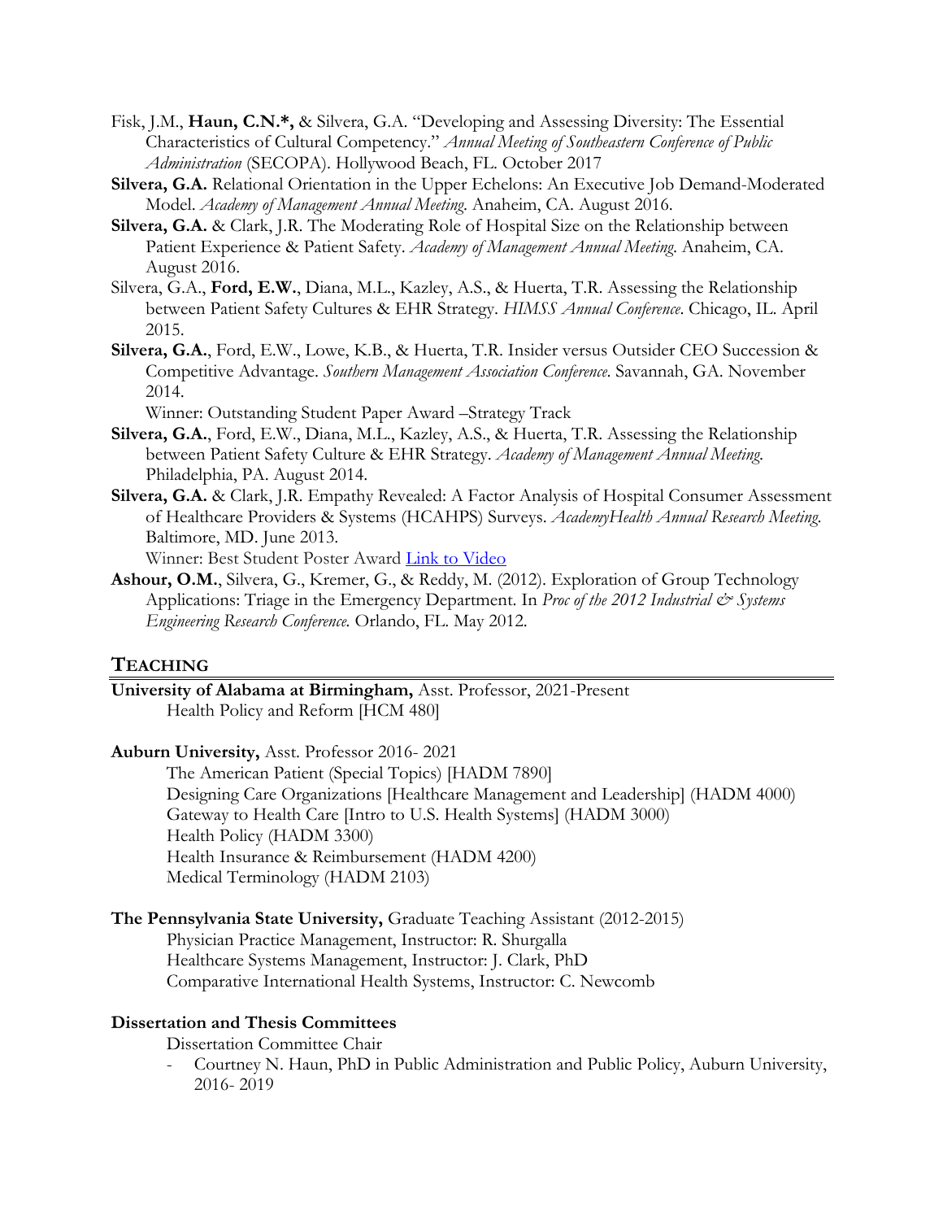Fisk, J.M., **Haun, C.N.*,** & Silvera, G.A. "Developing and Assessing Diversity: The Essential Characteristics of Cultural Competency." *Annual Meeting of Southeastern Conference of Public Administration* (SECOPA). Hollywood Beach, FL. October 2017

**Silvera, G.A.** Relational Orientation in the Upper Echelons: An Executive Job Demand-Moderated Model. *Academy of Management Annual Meeting*. Anaheim, CA. August 2016.

**Silvera, G.A.** & Clark, J.R. The Moderating Role of Hospital Size on the Relationship between Patient Experience & Patient Safety. *Academy of Management Annual Meeting*. Anaheim, CA. August 2016.

Silvera, G.A., **Ford, E.W.**, Diana, M.L., Kazley, A.S., & Huerta, T.R. Assessing the Relationship between Patient Safety Cultures & EHR Strategy. *HIMSS Annual Conference*. Chicago, IL. April 2015.

**Silvera, G.A.**, Ford, E.W., Lowe, K.B., & Huerta, T.R. Insider versus Outsider CEO Succession & Competitive Advantage. *Southern Management Association Conference*. Savannah, GA. November 2014.
Winner: Outstanding Student Paper Award –Strategy Track

**Silvera, G.A.**, Ford, E.W., Diana, M.L., Kazley, A.S., & Huerta, T.R. Assessing the Relationship between Patient Safety Culture & EHR Strategy. *Academy of Management Annual Meeting*. Philadelphia, PA. August 2014.

**Silvera, G.A.** & Clark, J.R. Empathy Revealed: A Factor Analysis of Hospital Consumer Assessment of Healthcare Providers & Systems (HCAHPS) Surveys. *AcademyHealth Annual Research Meeting*. Baltimore, MD. June 2013.
Winner: Best Student Poster Award Link to Video

**Ashour, O.M.**, Silvera, G., Kremer, G., & Reddy, M. (2012). Exploration of Group Technology Applications: Triage in the Emergency Department. In *Proc of the 2012 Industrial & Systems Engineering Research Conference*. Orlando, FL. May 2012.

## TEACHING

**University of Alabama at Birmingham,** Asst. Professor, 2021-Present
- Health Policy and Reform [HCM 480]

**Auburn University,** Asst. Professor 2016- 2021
- The American Patient (Special Topics) [HADM 7890]
- Designing Care Organizations [Healthcare Management and Leadership] (HADM 4000)
- Gateway to Health Care [Intro to U.S. Health Systems] (HADM 3000)
- Health Policy (HADM 3300)
- Health Insurance & Reimbursement (HADM 4200)
- Medical Terminology (HADM 2103)

**The Pennsylvania State University,** Graduate Teaching Assistant (2012-2015)
- Physician Practice Management, Instructor: R. Shurgalla
- Healthcare Systems Management, Instructor: J. Clark, PhD
- Comparative International Health Systems, Instructor: C. Newcomb

### Dissertation and Thesis Committees

Dissertation Committee Chair

- Courtney N. Haun, PhD in Public Administration and Public Policy, Auburn University, 2016- 2019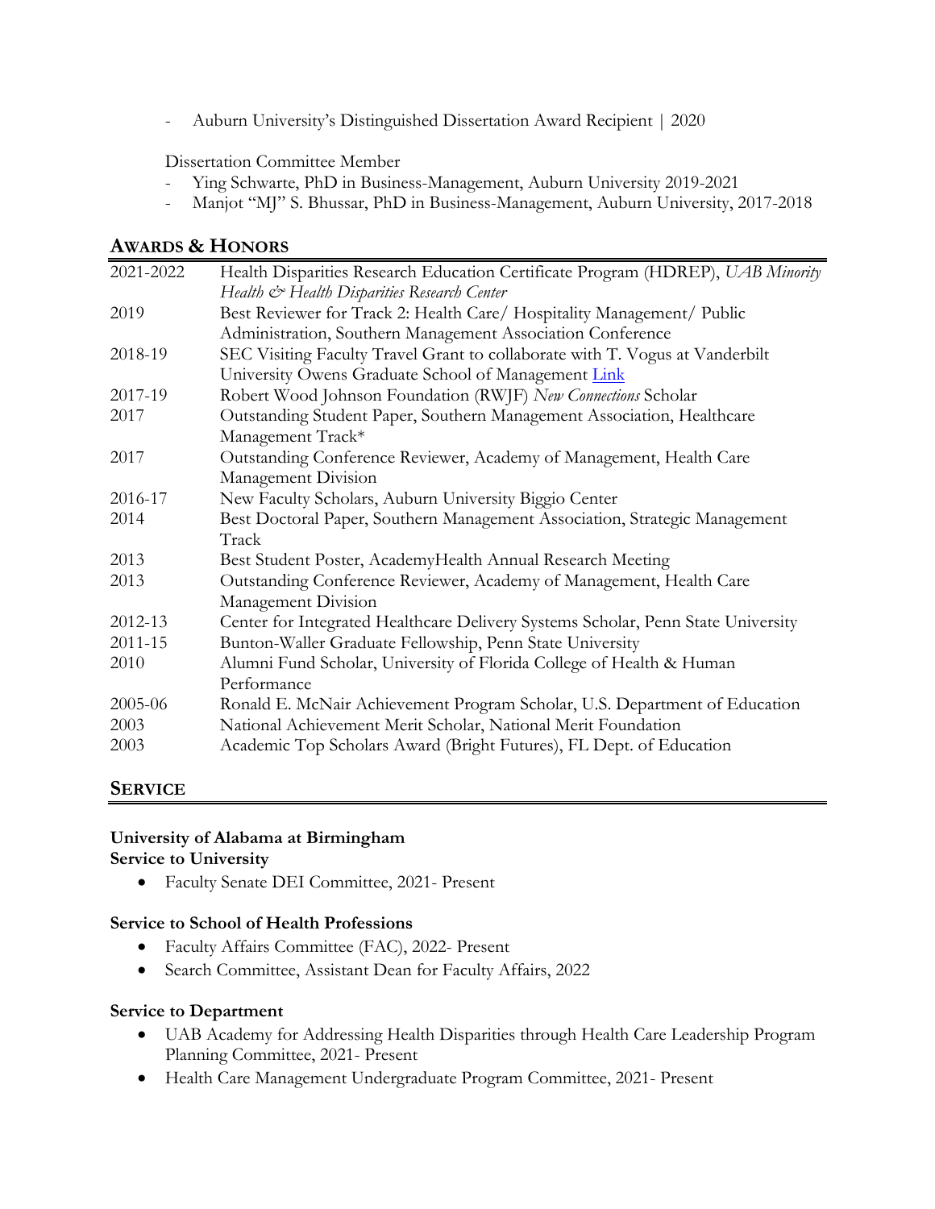- Auburn University's Distinguished Dissertation Award Recipient | 2020

Dissertation Committee Member

- Ying Schwarte, PhD in Business-Management, Auburn University 2019-2021
- Manjot "MJ" S. Bhussar, PhD in Business-Management, Auburn University, 2017-2018

## AWARDS & HONORS

| | |
|---|---|
| 2021-2022 | Health Disparities Research Education Certificate Program (HDREP), *UAB Minority Health & Health Disparities Research Center* |
| 2019 | Best Reviewer for Track 2: Health Care/ Hospitality Management/ Public Administration, Southern Management Association Conference |
| 2018-19 | SEC Visiting Faculty Travel Grant to collaborate with T. Vogus at Vanderbilt University Owens Graduate School of Management [Link] |
| 2017-19 | Robert Wood Johnson Foundation (RWJF) *New Connections* Scholar |
| 2017 | Outstanding Student Paper, Southern Management Association, Healthcare Management Track* |
| 2017 | Outstanding Conference Reviewer, Academy of Management, Health Care Management Division |
| 2016-17 | New Faculty Scholars, Auburn University Biggio Center |
| 2014 | Best Doctoral Paper, Southern Management Association, Strategic Management Track |
| 2013 | Best Student Poster, AcademyHealth Annual Research Meeting |
| 2013 | Outstanding Conference Reviewer, Academy of Management, Health Care Management Division |
| 2012-13 | Center for Integrated Healthcare Delivery Systems Scholar, Penn State University |
| 2011-15 | Bunton-Waller Graduate Fellowship, Penn State University |
| 2010 | Alumni Fund Scholar, University of Florida College of Health & Human Performance |
| 2005-06 | Ronald E. McNair Achievement Program Scholar, U.S. Department of Education |
| 2003 | National Achievement Merit Scholar, National Merit Foundation |
| 2003 | Academic Top Scholars Award (Bright Futures), FL Dept. of Education |

## SERVICE

**University of Alabama at Birmingham**
**Service to University**

- Faculty Senate DEI Committee, 2021- Present

**Service to School of Health Professions**

- Faculty Affairs Committee (FAC), 2022- Present
- Search Committee, Assistant Dean for Faculty Affairs, 2022

**Service to Department**

- UAB Academy for Addressing Health Disparities through Health Care Leadership Program Planning Committee, 2021- Present
- Health Care Management Undergraduate Program Committee, 2021- Present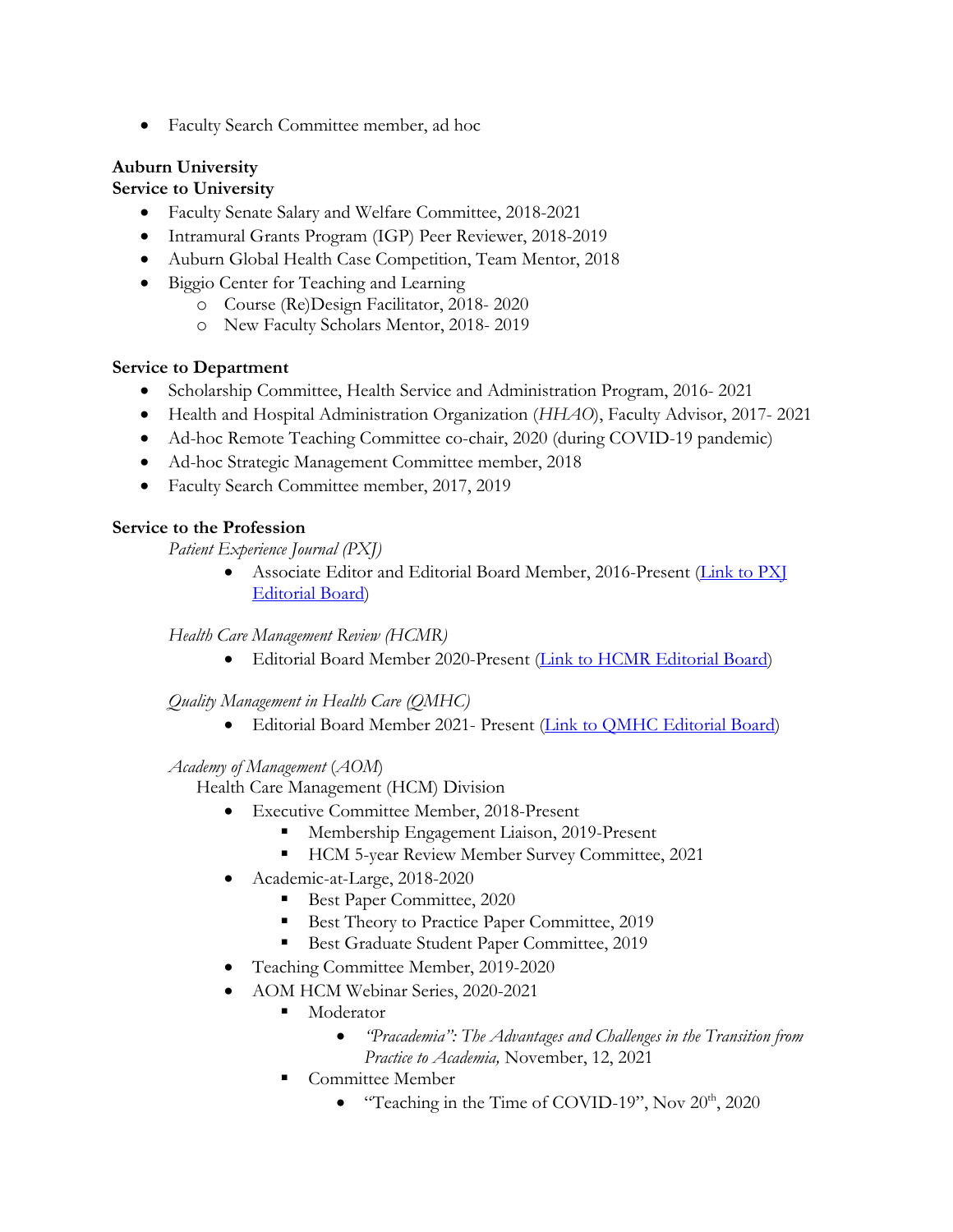- Faculty Search Committee member, ad hoc

**Auburn University**
**Service to University**

- Faculty Senate Salary and Welfare Committee, 2018-2021
- Intramural Grants Program (IGP) Peer Reviewer, 2018-2019
- Auburn Global Health Case Competition, Team Mentor, 2018
- Biggio Center for Teaching and Learning
  - Course (Re)Design Facilitator, 2018- 2020
  - New Faculty Scholars Mentor, 2018- 2019

**Service to Department**

- Scholarship Committee, Health Service and Administration Program, 2016- 2021
- Health and Hospital Administration Organization (*HHAO*), Faculty Advisor, 2017- 2021
- Ad-hoc Remote Teaching Committee co-chair, 2020 (during COVID-19 pandemic)
- Ad-hoc Strategic Management Committee member, 2018
- Faculty Search Committee member, 2017, 2019

**Service to the Profession**

*Patient Experience Journal (PXJ)*

- Associate Editor and Editorial Board Member, 2016-Present (Link to PXJ Editorial Board)

*Health Care Management Review (HCMR)*

- Editorial Board Member 2020-Present (Link to HCMR Editorial Board)

*Quality Management in Health Care (QMHC)*

- Editorial Board Member 2021- Present (Link to QMHC Editorial Board)

*Academy of Management* (*AOM*)

Health Care Management (HCM) Division

- Executive Committee Member, 2018-Present
  - Membership Engagement Liaison, 2019-Present
  - HCM 5-year Review Member Survey Committee, 2021
- Academic-at-Large, 2018-2020
  - Best Paper Committee, 2020
  - Best Theory to Practice Paper Committee, 2019
  - Best Graduate Student Paper Committee, 2019
- Teaching Committee Member, 2019-2020
- AOM HCM Webinar Series, 2020-2021
  - Moderator
    - *"Pracademia": The Advantages and Challenges in the Transition from Practice to Academia,* November, 12, 2021
  - Committee Member
    - "Teaching in the Time of COVID-19", Nov 20th, 2020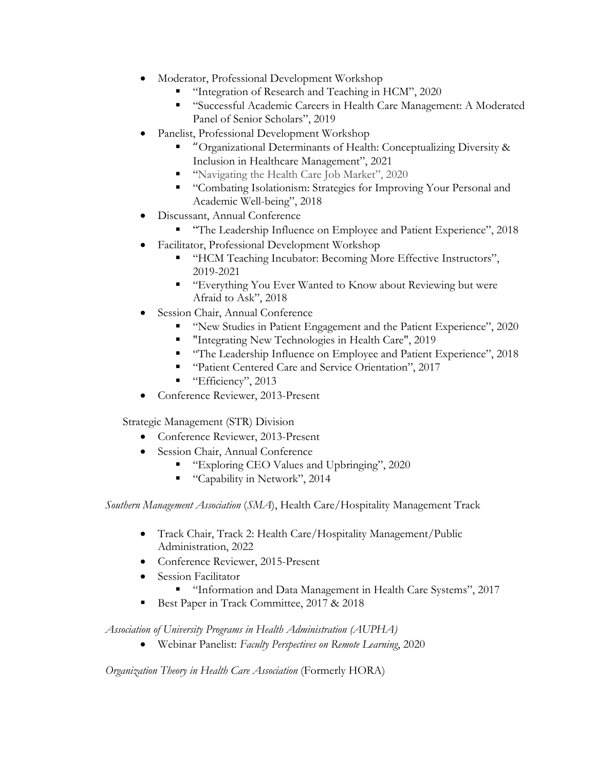- Moderator, Professional Development Workshop
  - "Integration of Research and Teaching in HCM", 2020
  - "Successful Academic Careers in Health Care Management: A Moderated Panel of Senior Scholars", 2019
- Panelist, Professional Development Workshop
  - "Organizational Determinants of Health: Conceptualizing Diversity & Inclusion in Healthcare Management", 2021
  - "Navigating the Health Care Job Market", 2020
  - "Combating Isolationism: Strategies for Improving Your Personal and Academic Well-being", 2018
- Discussant, Annual Conference
  - "The Leadership Influence on Employee and Patient Experience", 2018
- Facilitator, Professional Development Workshop
  - "HCM Teaching Incubator: Becoming More Effective Instructors", 2019-2021
  - "Everything You Ever Wanted to Know about Reviewing but were Afraid to Ask", 2018
- Session Chair, Annual Conference
  - "New Studies in Patient Engagement and the Patient Experience", 2020
  - "Integrating New Technologies in Health Care", 2019
  - "The Leadership Influence on Employee and Patient Experience", 2018
  - "Patient Centered Care and Service Orientation", 2017
  - "Efficiency", 2013
- Conference Reviewer, 2013-Present

Strategic Management (STR) Division

- Conference Reviewer, 2013-Present
- Session Chair, Annual Conference
  - "Exploring CEO Values and Upbringing", 2020
  - "Capability in Network", 2014

*Southern Management Association* (*SMA*), Health Care/Hospitality Management Track

- Track Chair, Track 2: Health Care/Hospitality Management/Public Administration, 2022
- Conference Reviewer, 2015-Present
- Session Facilitator
  - "Information and Data Management in Health Care Systems", 2017
- Best Paper in Track Committee, 2017 & 2018

*Association of University Programs in Health Administration (AUPHA)*

- Webinar Panelist: *Faculty Perspectives on Remote Learning*, 2020

*Organization Theory in Health Care Association* (Formerly HORA)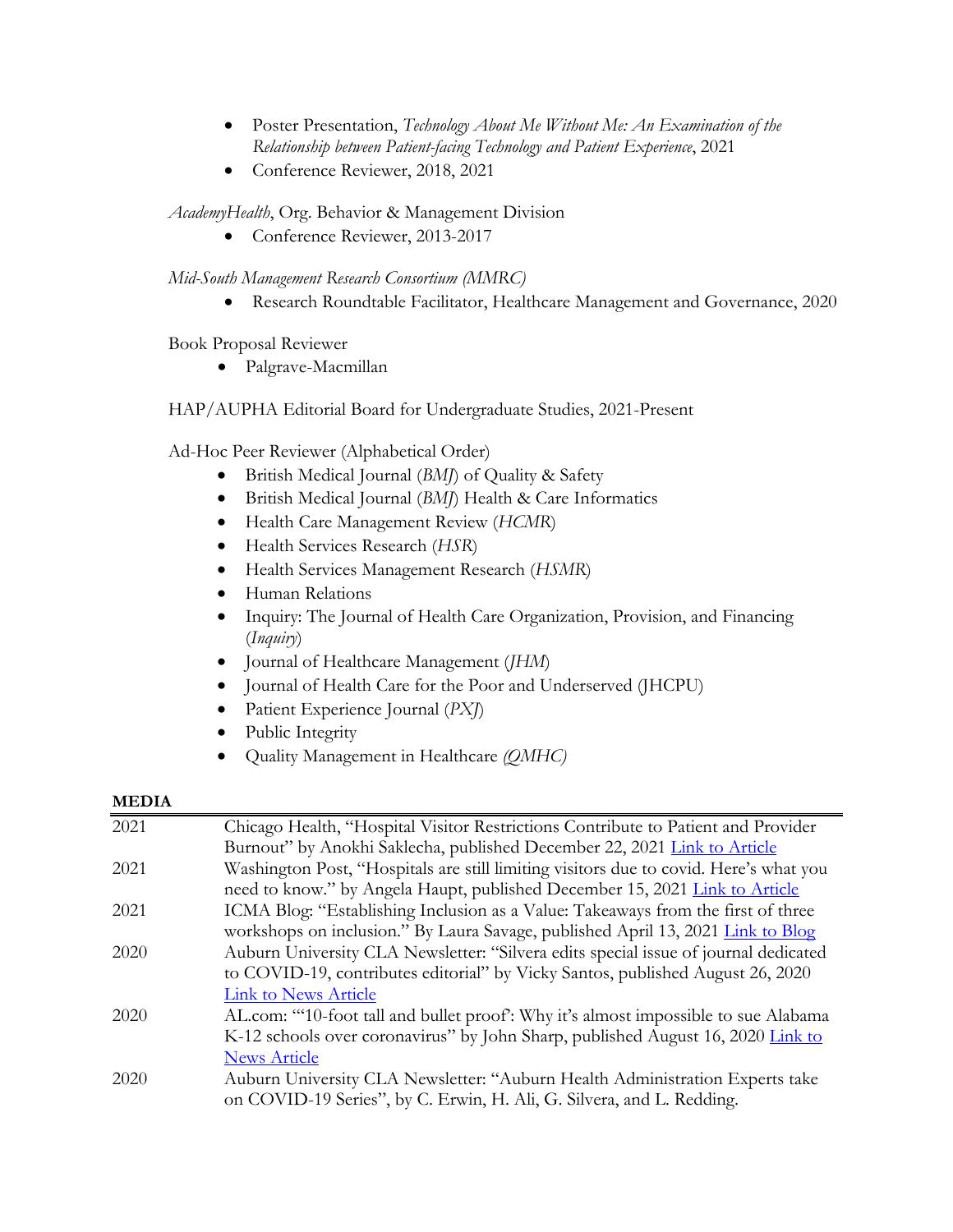- Poster Presentation, *Technology About Me Without Me: An Examination of the Relationship between Patient-facing Technology and Patient Experience*, 2021
- Conference Reviewer, 2018, 2021

*AcademyHealth*, Org. Behavior & Management Division

- Conference Reviewer, 2013-2017

*Mid-South Management Research Consortium (MMRC)*

- Research Roundtable Facilitator, Healthcare Management and Governance, 2020

Book Proposal Reviewer

- Palgrave-Macmillan

HAP/AUPHA Editorial Board for Undergraduate Studies, 2021-Present

Ad-Hoc Peer Reviewer (Alphabetical Order)

- British Medical Journal (*BMJ*) of Quality & Safety
- British Medical Journal (*BMJ*) Health & Care Informatics
- Health Care Management Review (*HCMR*)
- Health Services Research (*HSR*)
- Health Services Management Research (*HSMR*)
- Human Relations
- Inquiry: The Journal of Health Care Organization, Provision, and Financing (*Inquiry*)
- Journal of Healthcare Management (*JHM*)
- Journal of Health Care for the Poor and Underserved (JHCPU)
- Patient Experience Journal (*PXJ*)
- Public Integrity
- Quality Management in Healthcare *(QMHC)*

**MEDIA**

| | |
|---|---|
| 2021 | Chicago Health, "Hospital Visitor Restrictions Contribute to Patient and Provider Burnout" by Anokhi Saklecha, published December 22, 2021 Link to Article |
| 2021 | Washington Post, "Hospitals are still limiting visitors due to covid. Here's what you need to know." by Angela Haupt, published December 15, 2021 Link to Article |
| 2021 | ICMA Blog: "Establishing Inclusion as a Value: Takeaways from the first of three workshops on inclusion." By Laura Savage, published April 13, 2021 Link to Blog |
| 2020 | Auburn University CLA Newsletter: "Silvera edits special issue of journal dedicated to COVID-19, contributes editorial" by Vicky Santos, published August 26, 2020 Link to News Article |
| 2020 | AL.com: "'10-foot tall and bullet proof': Why it's almost impossible to sue Alabama K-12 schools over coronavirus" by John Sharp, published August 16, 2020 Link to News Article |
| 2020 | Auburn University CLA Newsletter: "Auburn Health Administration Experts take on COVID-19 Series", by C. Erwin, H. Ali, G. Silvera, and L. Redding. |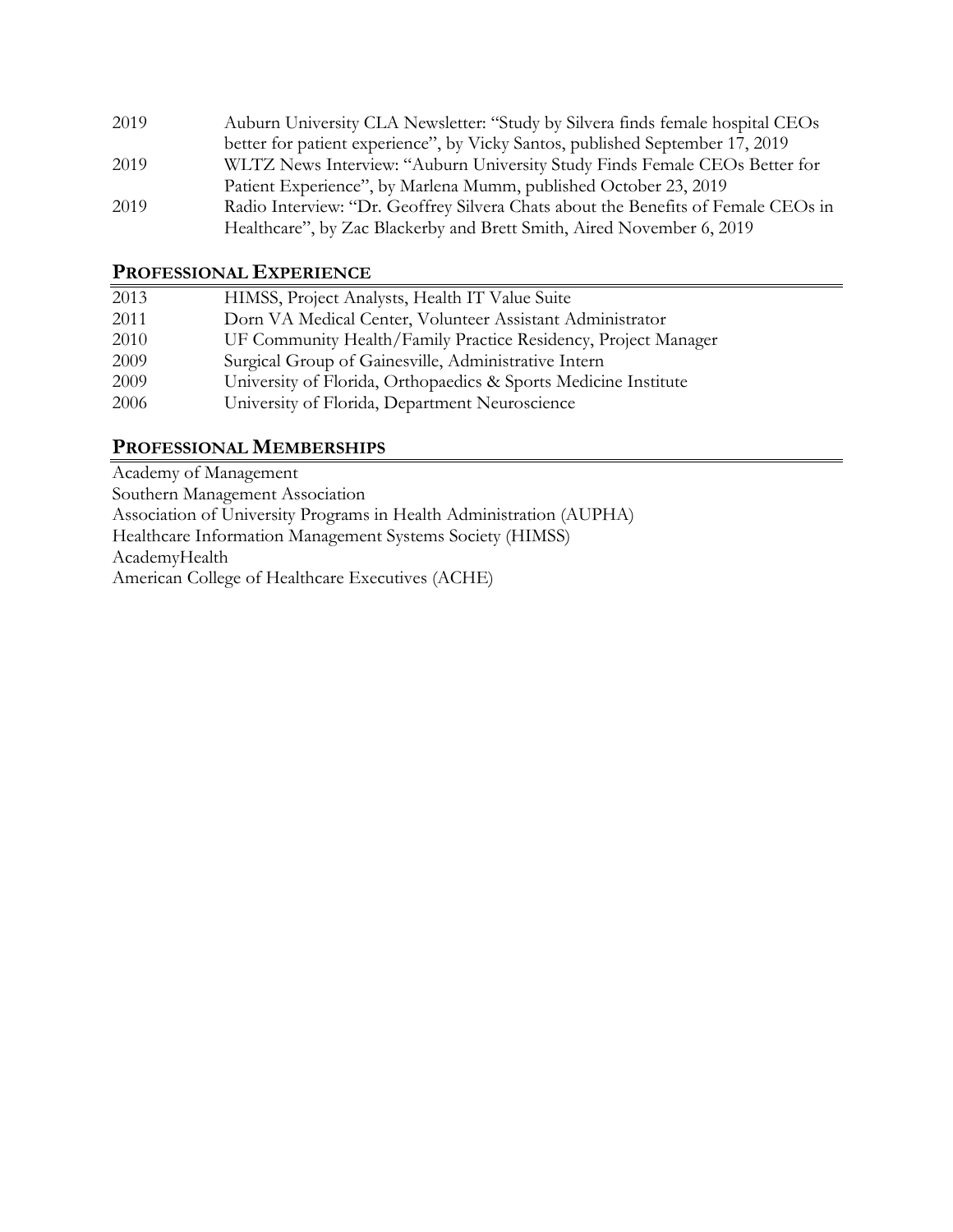2019 Auburn University CLA Newsletter: "Study by Silvera finds female hospital CEOs better for patient experience", by Vicky Santos, published September 17, 2019

2019 WLTZ News Interview: "Auburn University Study Finds Female CEOs Better for Patient Experience", by Marlena Mumm, published October 23, 2019

2019 Radio Interview: "Dr. Geoffrey Silvera Chats about the Benefits of Female CEOs in Healthcare", by Zac Blackerby and Brett Smith, Aired November 6, 2019

## PROFESSIONAL EXPERIENCE

2013 HIMSS, Project Analysts, Health IT Value Suite

2011 Dorn VA Medical Center, Volunteer Assistant Administrator

2010 UF Community Health/Family Practice Residency, Project Manager

2009 Surgical Group of Gainesville, Administrative Intern

2009 University of Florida, Orthopaedics & Sports Medicine Institute

2006 University of Florida, Department Neuroscience

## PROFESSIONAL MEMBERSHIPS

Academy of Management

Southern Management Association

Association of University Programs in Health Administration (AUPHA)

Healthcare Information Management Systems Society (HIMSS)

AcademyHealth

American College of Healthcare Executives (ACHE)